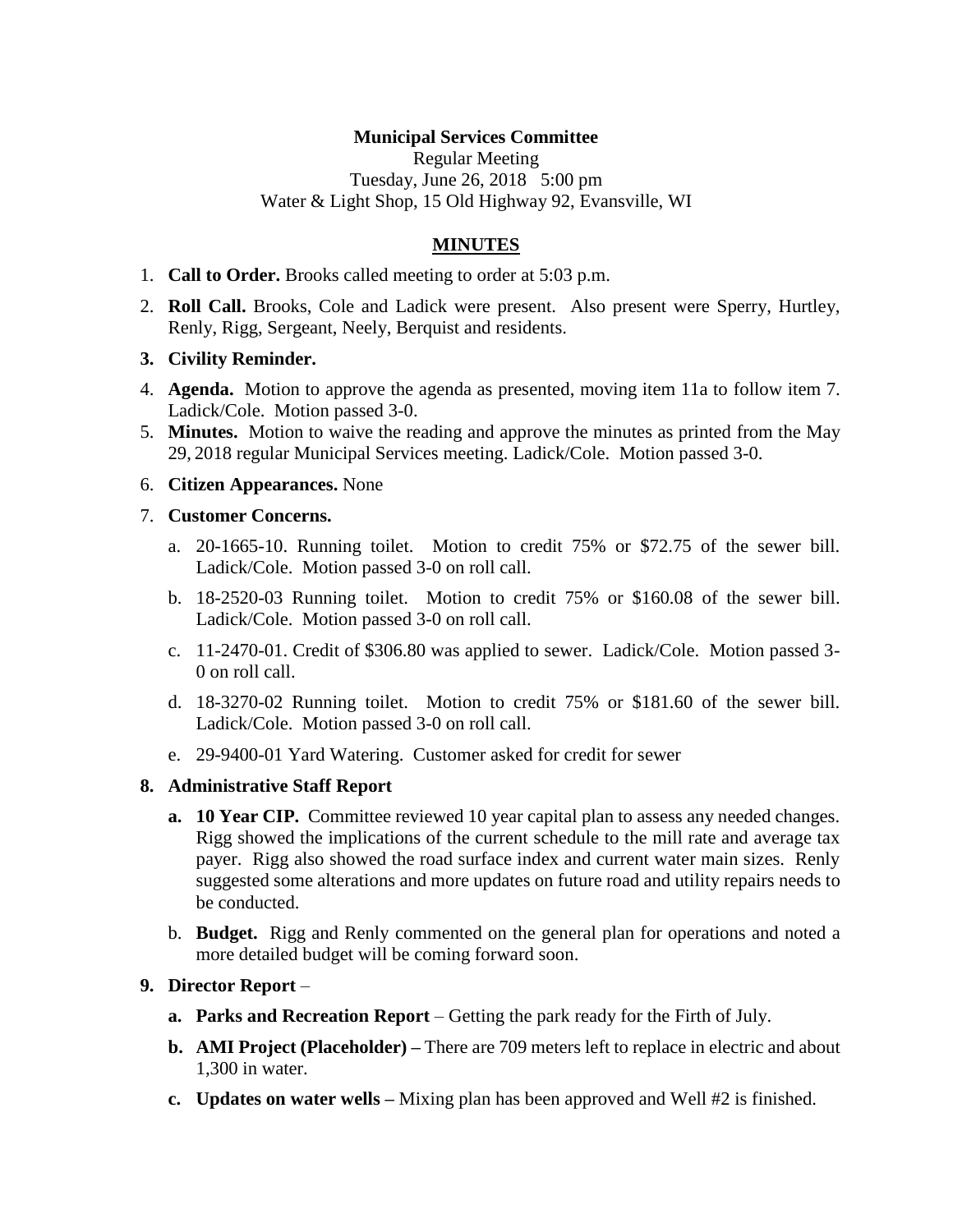**Municipal Services Committee**

Regular Meeting

Tuesday, June 26, 2018 5:00 pm

Water & Light Shop, 15 Old Highway 92, Evansville, WI

## MINUTES

1. **Call to Order.** Brooks called meeting to order at 5:03 p.m.
2. **Roll Call.** Brooks, Cole and Ladick were present. Also present were Sperry, Hurtley, Renly, Rigg, Sergeant, Neely, Berquist and residents.
3. **Civility Reminder.**
4. **Agenda.** Motion to approve the agenda as presented, moving item 11a to follow item 7. Ladick/Cole. Motion passed 3-0.
5. **Minutes.** Motion to waive the reading and approve the minutes as printed from the May 29, 2018 regular Municipal Services meeting. Ladick/Cole. Motion passed 3-0.
6. **Citizen Appearances.** None
7. **Customer Concerns.**
   a. 20-1665-10. Running toilet. Motion to credit 75% or $72.75 of the sewer bill. Ladick/Cole. Motion passed 3-0 on roll call.
   b. 18-2520-03 Running toilet. Motion to credit 75% or $160.08 of the sewer bill. Ladick/Cole. Motion passed 3-0 on roll call.
   c. 11-2470-01. Credit of $306.80 was applied to sewer. Ladick/Cole. Motion passed 3-0 on roll call.
   d. 18-3270-02 Running toilet. Motion to credit 75% or $181.60 of the sewer bill. Ladick/Cole. Motion passed 3-0 on roll call.
   e. 29-9400-01 Yard Watering. Customer asked for credit for sewer
8. **Administrative Staff Report**
   **a. 10 Year CIP.** Committee reviewed 10 year capital plan to assess any needed changes. Rigg showed the implications of the current schedule to the mill rate and average tax payer. Rigg also showed the road surface index and current water main sizes. Renly suggested some alterations and more updates on future road and utility repairs needs to be conducted.
   b. **Budget.** Rigg and Renly commented on the general plan for operations and noted a more detailed budget will be coming forward soon.
9. **Director Report** –
   **a. Parks and Recreation Report** – Getting the park ready for the Firth of July.
   **b. AMI Project (Placeholder) –** There are 709 meters left to replace in electric and about 1,300 in water.
   **c. Updates on water wells –** Mixing plan has been approved and Well #2 is finished.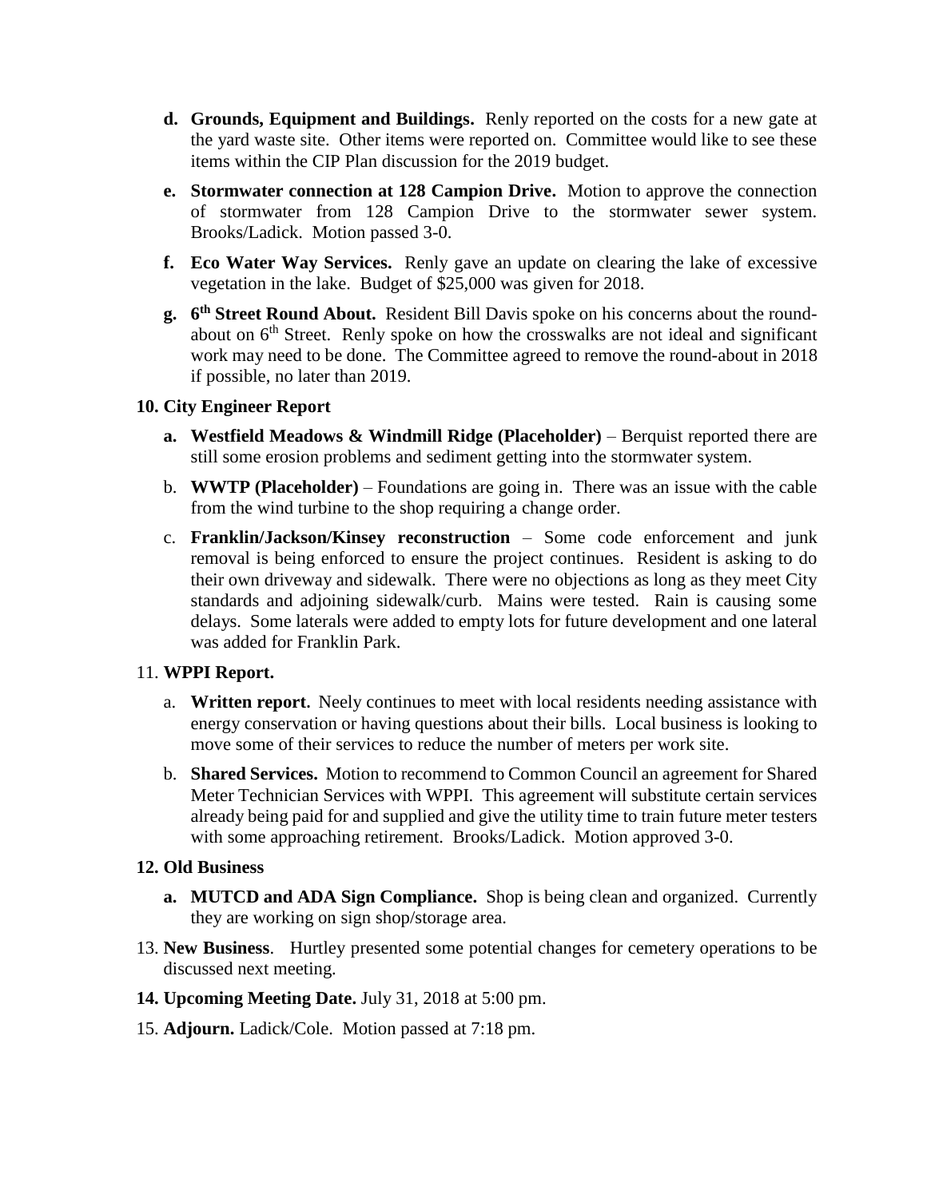- **d. Grounds, Equipment and Buildings.** Renly reported on the costs for a new gate at the yard waste site. Other items were reported on. Committee would like to see these items within the CIP Plan discussion for the 2019 budget.
- **e. Stormwater connection at 128 Campion Drive.** Motion to approve the connection of stormwater from 128 Campion Drive to the stormwater sewer system. Brooks/Ladick. Motion passed 3-0.
- **f. Eco Water Way Services.** Renly gave an update on clearing the lake of excessive vegetation in the lake. Budget of $25,000 was given for 2018.
- **g. 6th Street Round About.** Resident Bill Davis spoke on his concerns about the round-about on 6th Street. Renly spoke on how the crosswalks are not ideal and significant work may need to be done. The Committee agreed to remove the round-about in 2018 if possible, no later than 2019.

**10. City Engineer Report**

- **a. Westfield Meadows & Windmill Ridge (Placeholder)** – Berquist reported there are still some erosion problems and sediment getting into the stormwater system.
- b. **WWTP (Placeholder)** – Foundations are going in. There was an issue with the cable from the wind turbine to the shop requiring a change order.
- c. **Franklin/Jackson/Kinsey reconstruction** – Some code enforcement and junk removal is being enforced to ensure the project continues. Resident is asking to do their own driveway and sidewalk. There were no objections as long as they meet City standards and adjoining sidewalk/curb. Mains were tested. Rain is causing some delays. Some laterals were added to empty lots for future development and one lateral was added for Franklin Park.

11. **WPPI Report.**

- a. **Written report**. Neely continues to meet with local residents needing assistance with energy conservation or having questions about their bills. Local business is looking to move some of their services to reduce the number of meters per work site.
- b. **Shared Services.** Motion to recommend to Common Council an agreement for Shared Meter Technician Services with WPPI. This agreement will substitute certain services already being paid for and supplied and give the utility time to train future meter testers with some approaching retirement. Brooks/Ladick. Motion approved 3-0.

**12. Old Business**

- **a. MUTCD and ADA Sign Compliance.** Shop is being clean and organized. Currently they are working on sign shop/storage area.

13. **New Business**. Hurtley presented some potential changes for cemetery operations to be discussed next meeting.

**14. Upcoming Meeting Date.** July 31, 2018 at 5:00 pm.

15. **Adjourn.** Ladick/Cole. Motion passed at 7:18 pm.